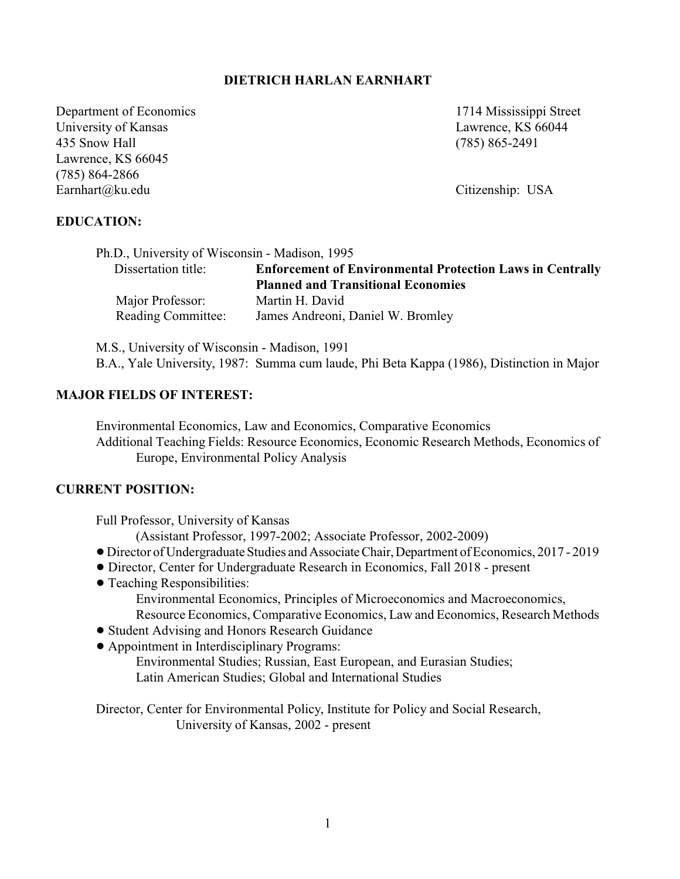# DIETRICH HARLAN EARNHART

Department of Economics
University of Kansas
435 Snow Hall
Lawrence, KS 66045
(785) 864-2866
Earnhart@ku.edu

1714 Mississippi Street
Lawrence, KS 66044
(785) 865-2491

Citizenship: USA

## EDUCATION:

Ph.D., University of Wisconsin - Madison, 1995
Dissertation title: **Enforcement of Environmental Protection Laws in Centrally Planned and Transitional Economies**
Major Professor: Martin H. David
Reading Committee: James Andreoni, Daniel W. Bromley

M.S., University of Wisconsin - Madison, 1991
B.A., Yale University, 1987: Summa cum laude, Phi Beta Kappa (1986), Distinction in Major

## MAJOR FIELDS OF INTEREST:

Environmental Economics, Law and Economics, Comparative Economics
Additional Teaching Fields: Resource Economics, Economic Research Methods, Economics of Europe, Environmental Policy Analysis

## CURRENT POSITION:

Full Professor, University of Kansas
(Assistant Professor, 1997-2002; Associate Professor, 2002-2009)

- Director of Undergraduate Studies and Associate Chair, Department of Economics, 2017 - 2019
- Director, Center for Undergraduate Research in Economics, Fall 2018 - present
- Teaching Responsibilities:
  Environmental Economics, Principles of Microeconomics and Macroeconomics, Resource Economics, Comparative Economics, Law and Economics, Research Methods
- Student Advising and Honors Research Guidance
- Appointment in Interdisciplinary Programs:
  Environmental Studies; Russian, East European, and Eurasian Studies; Latin American Studies; Global and International Studies

Director, Center for Environmental Policy, Institute for Policy and Social Research, University of Kansas, 2002 - present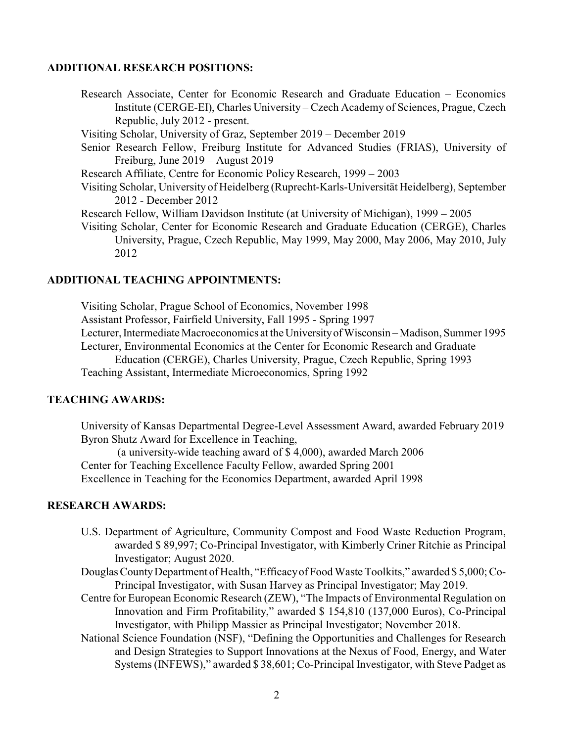## ADDITIONAL RESEARCH POSITIONS:

Research Associate, Center for Economic Research and Graduate Education – Economics Institute (CERGE-EI), Charles University – Czech Academy of Sciences, Prague, Czech Republic, July 2012 - present.

Visiting Scholar, University of Graz, September 2019 – December 2019

Senior Research Fellow, Freiburg Institute for Advanced Studies (FRIAS), University of Freiburg, June 2019 – August 2019

Research Affiliate, Centre for Economic Policy Research, 1999 – 2003

Visiting Scholar, University of Heidelberg (Ruprecht-Karls-Universität Heidelberg), September 2012 - December 2012

Research Fellow, William Davidson Institute (at University of Michigan), 1999 – 2005

Visiting Scholar, Center for Economic Research and Graduate Education (CERGE), Charles University, Prague, Czech Republic, May 1999, May 2000, May 2006, May 2010, July 2012

## ADDITIONAL TEACHING APPOINTMENTS:

Visiting Scholar, Prague School of Economics, November 1998

Assistant Professor, Fairfield University, Fall 1995 - Spring 1997

Lecturer, Intermediate Macroeconomics at the University of Wisconsin – Madison, Summer 1995

Lecturer, Environmental Economics at the Center for Economic Research and Graduate Education (CERGE), Charles University, Prague, Czech Republic, Spring 1993

Teaching Assistant, Intermediate Microeconomics, Spring 1992

## TEACHING AWARDS:

University of Kansas Departmental Degree-Level Assessment Award, awarded February 2019

Byron Shutz Award for Excellence in Teaching,
(a university-wide teaching award of $ 4,000), awarded March 2006

Center for Teaching Excellence Faculty Fellow, awarded Spring 2001

Excellence in Teaching for the Economics Department, awarded April 1998

## RESEARCH AWARDS:

U.S. Department of Agriculture, Community Compost and Food Waste Reduction Program, awarded $ 89,997; Co-Principal Investigator, with Kimberly Criner Ritchie as Principal Investigator; August 2020.

Douglas County Department of Health, "Efficacy of Food Waste Toolkits," awarded $ 5,000; Co-Principal Investigator, with Susan Harvey as Principal Investigator; May 2019.

Centre for European Economic Research (ZEW), "The Impacts of Environmental Regulation on Innovation and Firm Profitability," awarded $ 154,810 (137,000 Euros), Co-Principal Investigator, with Philipp Massier as Principal Investigator; November 2018.

National Science Foundation (NSF), "Defining the Opportunities and Challenges for Research and Design Strategies to Support Innovations at the Nexus of Food, Energy, and Water Systems (INFEWS)," awarded $ 38,601; Co-Principal Investigator, with Steve Padget as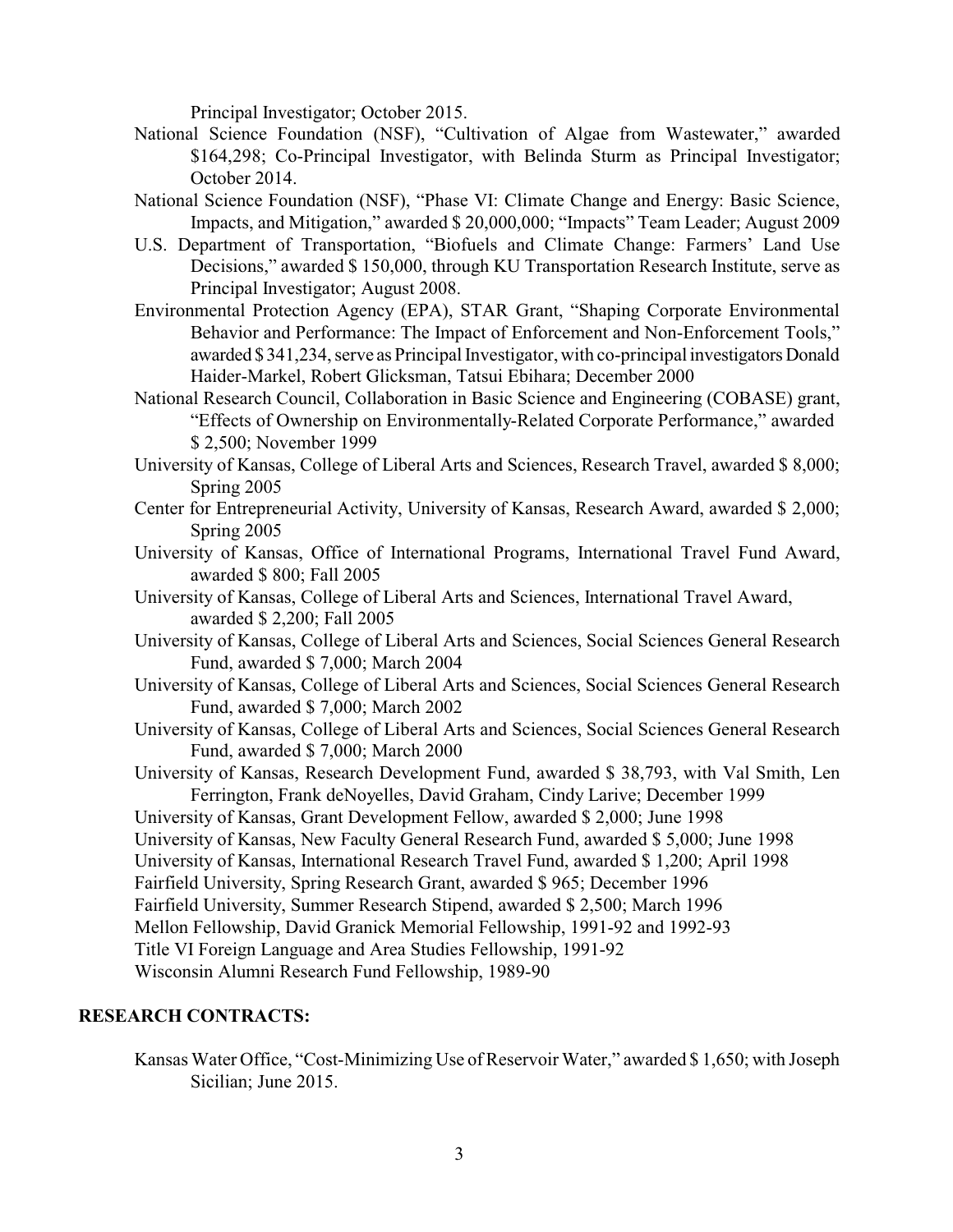Principal Investigator; October 2015.

National Science Foundation (NSF), "Cultivation of Algae from Wastewater," awarded $164,298; Co-Principal Investigator, with Belinda Sturm as Principal Investigator; October 2014.

National Science Foundation (NSF), "Phase VI: Climate Change and Energy: Basic Science, Impacts, and Mitigation," awarded $ 20,000,000; "Impacts" Team Leader; August 2009

U.S. Department of Transportation, "Biofuels and Climate Change: Farmers' Land Use Decisions," awarded $ 150,000, through KU Transportation Research Institute, serve as Principal Investigator; August 2008.

Environmental Protection Agency (EPA), STAR Grant, "Shaping Corporate Environmental Behavior and Performance: The Impact of Enforcement and Non-Enforcement Tools," awarded $ 341,234, serve as Principal Investigator, with co-principal investigators Donald Haider-Markel, Robert Glicksman, Tatsui Ebihara; December 2000

National Research Council, Collaboration in Basic Science and Engineering (COBASE) grant, "Effects of Ownership on Environmentally-Related Corporate Performance," awarded $ 2,500; November 1999

University of Kansas, College of Liberal Arts and Sciences, Research Travel, awarded $ 8,000; Spring 2005

Center for Entrepreneurial Activity, University of Kansas, Research Award, awarded $ 2,000; Spring 2005

University of Kansas, Office of International Programs, International Travel Fund Award, awarded $ 800; Fall 2005

University of Kansas, College of Liberal Arts and Sciences, International Travel Award, awarded $ 2,200; Fall 2005

University of Kansas, College of Liberal Arts and Sciences, Social Sciences General Research Fund, awarded $ 7,000; March 2004

University of Kansas, College of Liberal Arts and Sciences, Social Sciences General Research Fund, awarded $ 7,000; March 2002

University of Kansas, College of Liberal Arts and Sciences, Social Sciences General Research Fund, awarded $ 7,000; March 2000

University of Kansas, Research Development Fund, awarded $ 38,793, with Val Smith, Len Ferrington, Frank deNoyelles, David Graham, Cindy Larive; December 1999

University of Kansas, Grant Development Fellow, awarded $ 2,000; June 1998

University of Kansas, New Faculty General Research Fund, awarded $ 5,000; June 1998

University of Kansas, International Research Travel Fund, awarded $ 1,200; April 1998

Fairfield University, Spring Research Grant, awarded $ 965; December 1996

Fairfield University, Summer Research Stipend, awarded $ 2,500; March 1996

Mellon Fellowship, David Granick Memorial Fellowship, 1991-92 and 1992-93

Title VI Foreign Language and Area Studies Fellowship, 1991-92

Wisconsin Alumni Research Fund Fellowship, 1989-90

## RESEARCH CONTRACTS:

Kansas Water Office, "Cost-Minimizing Use of Reservoir Water," awarded $ 1,650; with Joseph Sicilian; June 2015.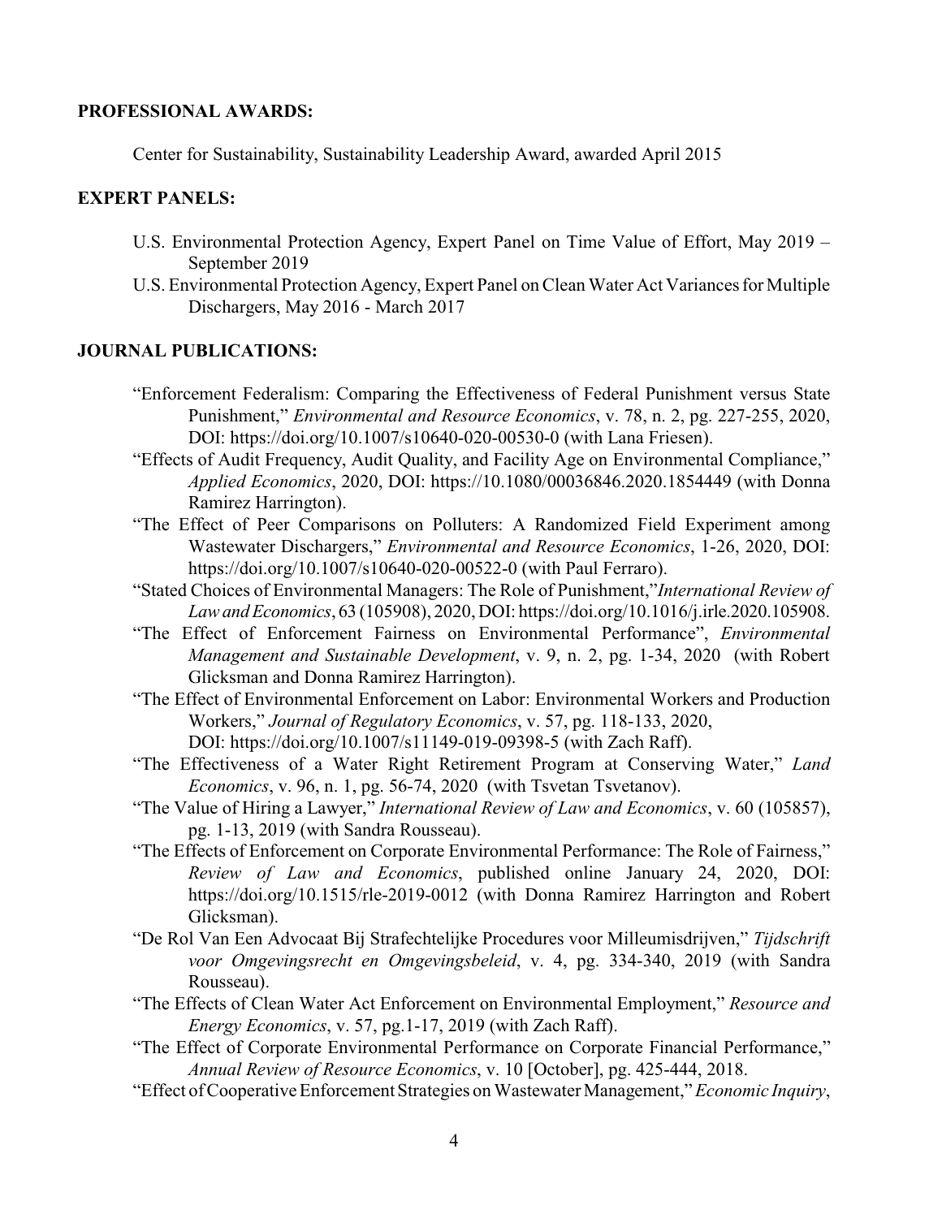## PROFESSIONAL AWARDS:

Center for Sustainability, Sustainability Leadership Award, awarded April 2015

## EXPERT PANELS:

U.S. Environmental Protection Agency, Expert Panel on Time Value of Effort, May 2019 – September 2019

U.S. Environmental Protection Agency, Expert Panel on Clean Water Act Variances for Multiple Dischargers, May 2016 - March 2017

## JOURNAL PUBLICATIONS:

"Enforcement Federalism: Comparing the Effectiveness of Federal Punishment versus State Punishment," *Environmental and Resource Economics*, v. 78, n. 2, pg. 227-255, 2020, DOI: https://doi.org/10.1007/s10640-020-00530-0 (with Lana Friesen).

"Effects of Audit Frequency, Audit Quality, and Facility Age on Environmental Compliance," *Applied Economics*, 2020, DOI: https://10.1080/00036846.2020.1854449 (with Donna Ramirez Harrington).

"The Effect of Peer Comparisons on Polluters: A Randomized Field Experiment among Wastewater Dischargers," *Environmental and Resource Economics*, 1-26, 2020, DOI: https://doi.org/10.1007/s10640-020-00522-0 (with Paul Ferraro).

"Stated Choices of Environmental Managers: The Role of Punishment,"*International Review of Law and Economics*, 63 (105908), 2020, DOI: https://doi.org/10.1016/j.irle.2020.105908.

"The Effect of Enforcement Fairness on Environmental Performance", *Environmental Management and Sustainable Development*, v. 9, n. 2, pg. 1-34, 2020 (with Robert Glicksman and Donna Ramirez Harrington).

"The Effect of Environmental Enforcement on Labor: Environmental Workers and Production Workers," *Journal of Regulatory Economics*, v. 57, pg. 118-133, 2020, DOI: https://doi.org/10.1007/s11149-019-09398-5 (with Zach Raff).

"The Effectiveness of a Water Right Retirement Program at Conserving Water," *Land Economics*, v. 96, n. 1, pg. 56-74, 2020 (with Tsvetan Tsvetanov).

"The Value of Hiring a Lawyer," *International Review of Law and Economics*, v. 60 (105857), pg. 1-13, 2019 (with Sandra Rousseau).

"The Effects of Enforcement on Corporate Environmental Performance: The Role of Fairness," *Review of Law and Economics*, published online January 24, 2020, DOI: https://doi.org/10.1515/rle-2019-0012 (with Donna Ramirez Harrington and Robert Glicksman).

"De Rol Van Een Advocaat Bij Strafechtelijke Procedures voor Milleumisdrijven," *Tijdschrift voor Omgevingsrecht en Omgevingsbeleid*, v. 4, pg. 334-340, 2019 (with Sandra Rousseau).

"The Effects of Clean Water Act Enforcement on Environmental Employment," *Resource and Energy Economics*, v. 57, pg.1-17, 2019 (with Zach Raff).

"The Effect of Corporate Environmental Performance on Corporate Financial Performance," *Annual Review of Resource Economics*, v. 10 [October], pg. 425-444, 2018.

"Effect of Cooperative Enforcement Strategies on Wastewater Management," *Economic Inquiry*,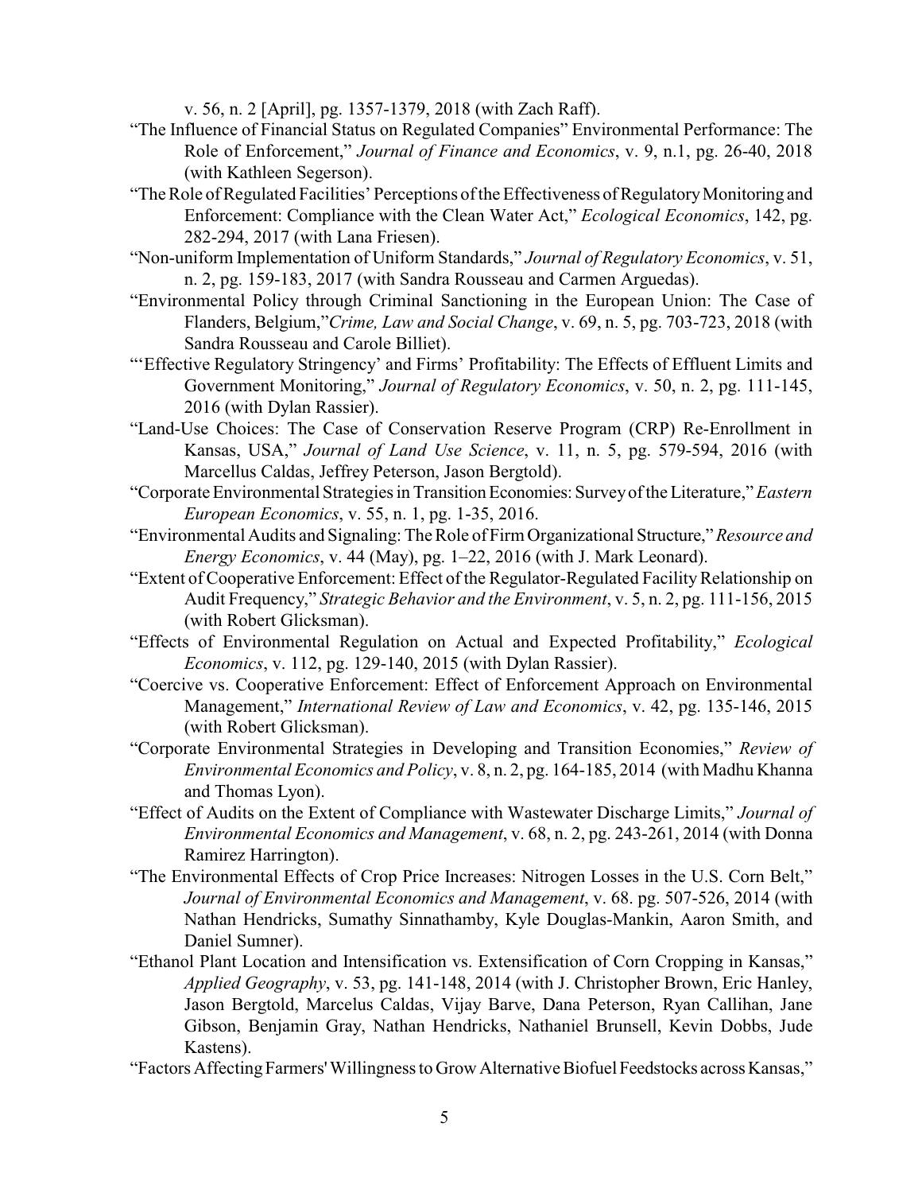v. 56, n. 2 [April], pg. 1357-1379, 2018 (with Zach Raff).

"The Influence of Financial Status on Regulated Companies" Environmental Performance: The Role of Enforcement," *Journal of Finance and Economics*, v. 9, n.1, pg. 26-40, 2018 (with Kathleen Segerson).

"The Role of Regulated Facilities' Perceptions of the Effectiveness of Regulatory Monitoring and Enforcement: Compliance with the Clean Water Act," *Ecological Economics*, 142, pg. 282-294, 2017 (with Lana Friesen).

"Non-uniform Implementation of Uniform Standards," *Journal of Regulatory Economics*, v. 51, n. 2, pg. 159-183, 2017 (with Sandra Rousseau and Carmen Arguedas).

"Environmental Policy through Criminal Sanctioning in the European Union: The Case of Flanders, Belgium,"*Crime, Law and Social Change*, v. 69, n. 5, pg. 703-723, 2018 (with Sandra Rousseau and Carole Billiet).

"'Effective Regulatory Stringency' and Firms' Profitability: The Effects of Effluent Limits and Government Monitoring," *Journal of Regulatory Economics*, v. 50, n. 2, pg. 111-145, 2016 (with Dylan Rassier).

"Land-Use Choices: The Case of Conservation Reserve Program (CRP) Re-Enrollment in Kansas, USA," *Journal of Land Use Science*, v. 11, n. 5, pg. 579-594, 2016 (with Marcellus Caldas, Jeffrey Peterson, Jason Bergtold).

"Corporate Environmental Strategies in Transition Economies: Survey of the Literature," *Eastern European Economics*, v. 55, n. 1, pg. 1-35, 2016.

"Environmental Audits and Signaling: The Role of Firm Organizational Structure," *Resource and Energy Economics*, v. 44 (May), pg. 1–22, 2016 (with J. Mark Leonard).

"Extent of Cooperative Enforcement: Effect of the Regulator-Regulated Facility Relationship on Audit Frequency," *Strategic Behavior and the Environment*, v. 5, n. 2, pg. 111-156, 2015 (with Robert Glicksman).

"Effects of Environmental Regulation on Actual and Expected Profitability," *Ecological Economics*, v. 112, pg. 129-140, 2015 (with Dylan Rassier).

"Coercive vs. Cooperative Enforcement: Effect of Enforcement Approach on Environmental Management," *International Review of Law and Economics*, v. 42, pg. 135-146, 2015 (with Robert Glicksman).

"Corporate Environmental Strategies in Developing and Transition Economies," *Review of Environmental Economics and Policy*, v. 8, n. 2, pg. 164-185, 2014 (with Madhu Khanna and Thomas Lyon).

"Effect of Audits on the Extent of Compliance with Wastewater Discharge Limits," *Journal of Environmental Economics and Management*, v. 68, n. 2, pg. 243-261, 2014 (with Donna Ramirez Harrington).

"The Environmental Effects of Crop Price Increases: Nitrogen Losses in the U.S. Corn Belt," *Journal of Environmental Economics and Management*, v. 68. pg. 507-526, 2014 (with Nathan Hendricks, Sumathy Sinnathamby, Kyle Douglas-Mankin, Aaron Smith, and Daniel Sumner).

"Ethanol Plant Location and Intensification vs. Extensification of Corn Cropping in Kansas," *Applied Geography*, v. 53, pg. 141-148, 2014 (with J. Christopher Brown, Eric Hanley, Jason Bergtold, Marcelus Caldas, Vijay Barve, Dana Peterson, Ryan Callihan, Jane Gibson, Benjamin Gray, Nathan Hendricks, Nathaniel Brunsell, Kevin Dobbs, Jude Kastens).

"Factors Affecting Farmers' Willingness to Grow Alternative Biofuel Feedstocks across Kansas,"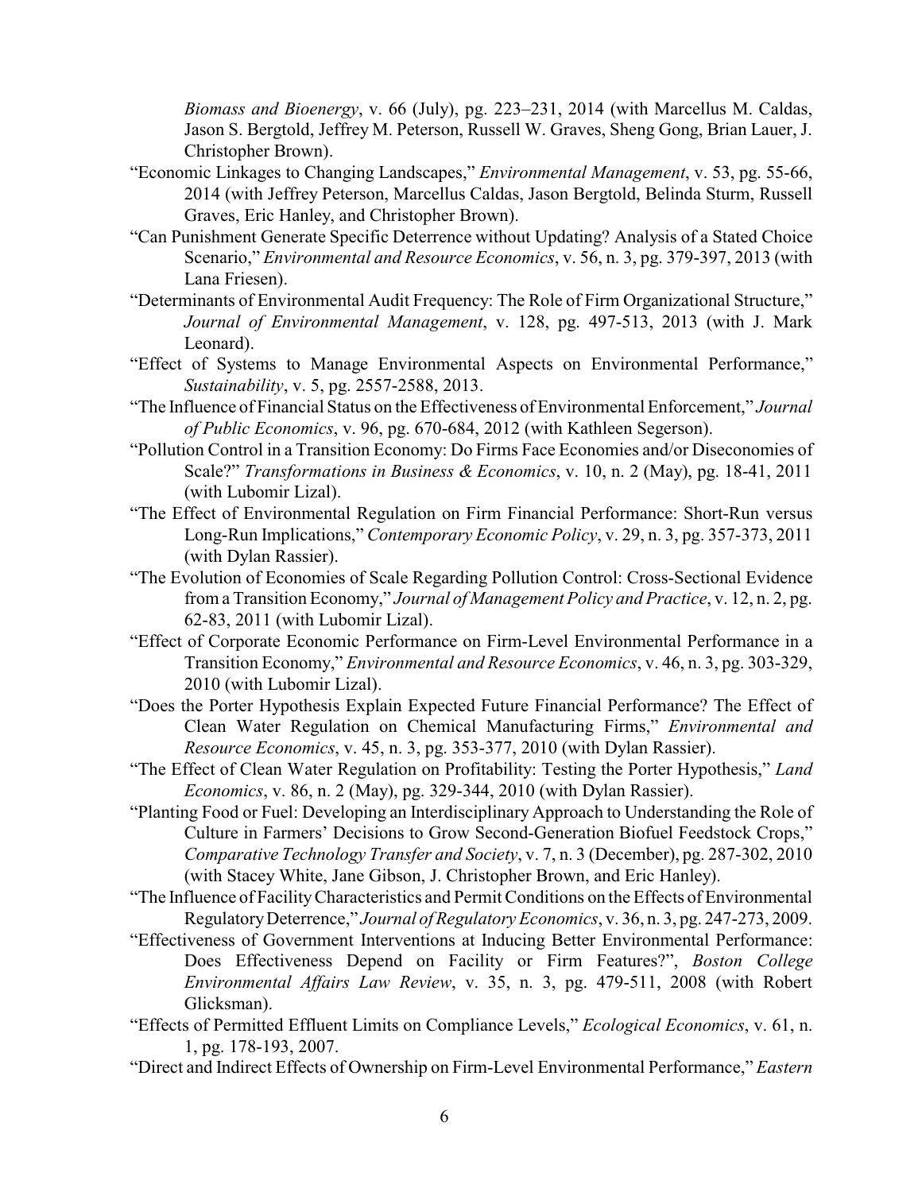*Biomass and Bioenergy*, v. 66 (July), pg. 223–231, 2014 (with Marcellus M. Caldas, Jason S. Bergtold, Jeffrey M. Peterson, Russell W. Graves, Sheng Gong, Brian Lauer, J. Christopher Brown).

"Economic Linkages to Changing Landscapes," *Environmental Management*, v. 53, pg. 55-66, 2014 (with Jeffrey Peterson, Marcellus Caldas, Jason Bergtold, Belinda Sturm, Russell Graves, Eric Hanley, and Christopher Brown).

"Can Punishment Generate Specific Deterrence without Updating? Analysis of a Stated Choice Scenario," *Environmental and Resource Economics*, v. 56, n. 3, pg. 379-397, 2013 (with Lana Friesen).

"Determinants of Environmental Audit Frequency: The Role of Firm Organizational Structure," *Journal of Environmental Management*, v. 128, pg. 497-513, 2013 (with J. Mark Leonard).

"Effect of Systems to Manage Environmental Aspects on Environmental Performance," *Sustainability*, v. 5, pg. 2557-2588, 2013.

"The Influence of Financial Status on the Effectiveness of Environmental Enforcement," *Journal of Public Economics*, v. 96, pg. 670-684, 2012 (with Kathleen Segerson).

"Pollution Control in a Transition Economy: Do Firms Face Economies and/or Diseconomies of Scale?" *Transformations in Business & Economics*, v. 10, n. 2 (May), pg. 18-41, 2011 (with Lubomir Lizal).

"The Effect of Environmental Regulation on Firm Financial Performance: Short-Run versus Long-Run Implications," *Contemporary Economic Policy*, v. 29, n. 3, pg. 357-373, 2011 (with Dylan Rassier).

"The Evolution of Economies of Scale Regarding Pollution Control: Cross-Sectional Evidence from a Transition Economy," *Journal of Management Policy and Practice*, v. 12, n. 2, pg. 62-83, 2011 (with Lubomir Lizal).

"Effect of Corporate Economic Performance on Firm-Level Environmental Performance in a Transition Economy," *Environmental and Resource Economics*, v. 46, n. 3, pg. 303-329, 2010 (with Lubomir Lizal).

"Does the Porter Hypothesis Explain Expected Future Financial Performance? The Effect of Clean Water Regulation on Chemical Manufacturing Firms," *Environmental and Resource Economics*, v. 45, n. 3, pg. 353-377, 2010 (with Dylan Rassier).

"The Effect of Clean Water Regulation on Profitability: Testing the Porter Hypothesis," *Land Economics*, v. 86, n. 2 (May), pg. 329-344, 2010 (with Dylan Rassier).

"Planting Food or Fuel: Developing an Interdisciplinary Approach to Understanding the Role of Culture in Farmers' Decisions to Grow Second-Generation Biofuel Feedstock Crops," *Comparative Technology Transfer and Society*, v. 7, n. 3 (December), pg. 287-302, 2010 (with Stacey White, Jane Gibson, J. Christopher Brown, and Eric Hanley).

"The Influence of Facility Characteristics and Permit Conditions on the Effects of Environmental Regulatory Deterrence," *Journal of Regulatory Economics*, v. 36, n. 3, pg. 247-273, 2009.

"Effectiveness of Government Interventions at Inducing Better Environmental Performance: Does Effectiveness Depend on Facility or Firm Features?", *Boston College Environmental Affairs Law Review*, v. 35, n. 3, pg. 479-511, 2008 (with Robert Glicksman).

"Effects of Permitted Effluent Limits on Compliance Levels," *Ecological Economics*, v. 61, n. 1, pg. 178-193, 2007.

"Direct and Indirect Effects of Ownership on Firm-Level Environmental Performance," *Eastern*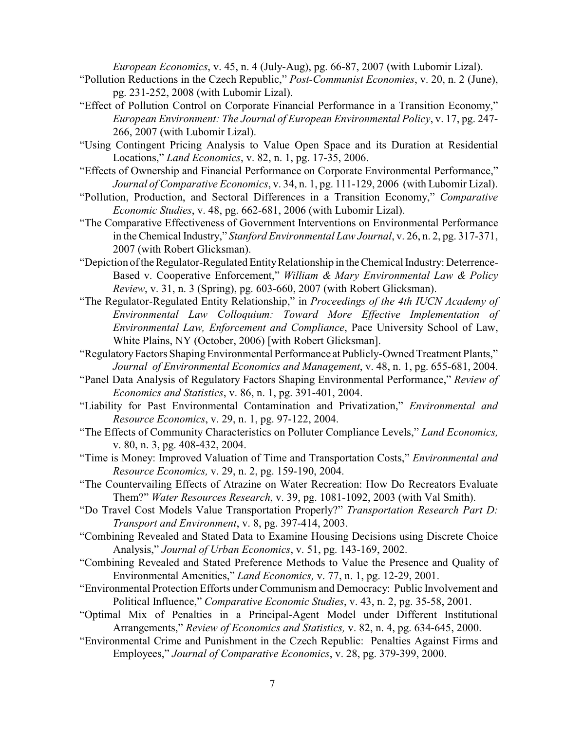*European Economics*, v. 45, n. 4 (July-Aug), pg. 66-87, 2007 (with Lubomir Lizal).

"Pollution Reductions in the Czech Republic," *Post-Communist Economies*, v. 20, n. 2 (June), pg. 231-252, 2008 (with Lubomir Lizal).

"Effect of Pollution Control on Corporate Financial Performance in a Transition Economy," *European Environment: The Journal of European Environmental Policy*, v. 17, pg. 247-266, 2007 (with Lubomir Lizal).

"Using Contingent Pricing Analysis to Value Open Space and its Duration at Residential Locations," *Land Economics*, v. 82, n. 1, pg. 17-35, 2006.

"Effects of Ownership and Financial Performance on Corporate Environmental Performance," *Journal of Comparative Economics*, v. 34, n. 1, pg. 111-129, 2006 (with Lubomir Lizal).

"Pollution, Production, and Sectoral Differences in a Transition Economy," *Comparative Economic Studies*, v. 48, pg. 662-681, 2006 (with Lubomir Lizal).

"The Comparative Effectiveness of Government Interventions on Environmental Performance in the Chemical Industry," *Stanford Environmental Law Journal*, v. 26, n. 2, pg. 317-371, 2007 (with Robert Glicksman).

"Depiction of the Regulator-Regulated Entity Relationship in the Chemical Industry: Deterrence-Based v. Cooperative Enforcement," *William & Mary Environmental Law & Policy Review*, v. 31, n. 3 (Spring), pg. 603-660, 2007 (with Robert Glicksman).

"The Regulator-Regulated Entity Relationship," in *Proceedings of the 4th IUCN Academy of Environmental Law Colloquium: Toward More Effective Implementation of Environmental Law, Enforcement and Compliance*, Pace University School of Law, White Plains, NY (October, 2006) [with Robert Glicksman].

"Regulatory Factors Shaping Environmental Performance at Publicly-Owned Treatment Plants," *Journal of Environmental Economics and Management*, v. 48, n. 1, pg. 655-681, 2004.

"Panel Data Analysis of Regulatory Factors Shaping Environmental Performance," *Review of Economics and Statistics*, v. 86, n. 1, pg. 391-401, 2004.

"Liability for Past Environmental Contamination and Privatization," *Environmental and Resource Economics*, v. 29, n. 1, pg. 97-122, 2004.

"The Effects of Community Characteristics on Polluter Compliance Levels," *Land Economics,* v. 80, n. 3, pg. 408-432, 2004.

"Time is Money: Improved Valuation of Time and Transportation Costs," *Environmental and Resource Economics,* v. 29, n. 2, pg. 159-190, 2004.

"The Countervailing Effects of Atrazine on Water Recreation: How Do Recreators Evaluate Them?" *Water Resources Research*, v. 39, pg. 1081-1092, 2003 (with Val Smith).

"Do Travel Cost Models Value Transportation Properly?" *Transportation Research Part D: Transport and Environment*, v. 8, pg. 397-414, 2003.

"Combining Revealed and Stated Data to Examine Housing Decisions using Discrete Choice Analysis," *Journal of Urban Economics*, v. 51, pg. 143-169, 2002.

"Combining Revealed and Stated Preference Methods to Value the Presence and Quality of Environmental Amenities," *Land Economics,* v. 77, n. 1, pg. 12-29, 2001.

"Environmental Protection Efforts under Communism and Democracy: Public Involvement and Political Influence," *Comparative Economic Studies*, v. 43, n. 2, pg. 35-58, 2001.

"Optimal Mix of Penalties in a Principal-Agent Model under Different Institutional Arrangements," *Review of Economics and Statistics,* v. 82, n. 4, pg. 634-645, 2000.

"Environmental Crime and Punishment in the Czech Republic: Penalties Against Firms and Employees," *Journal of Comparative Economics*, v. 28, pg. 379-399, 2000.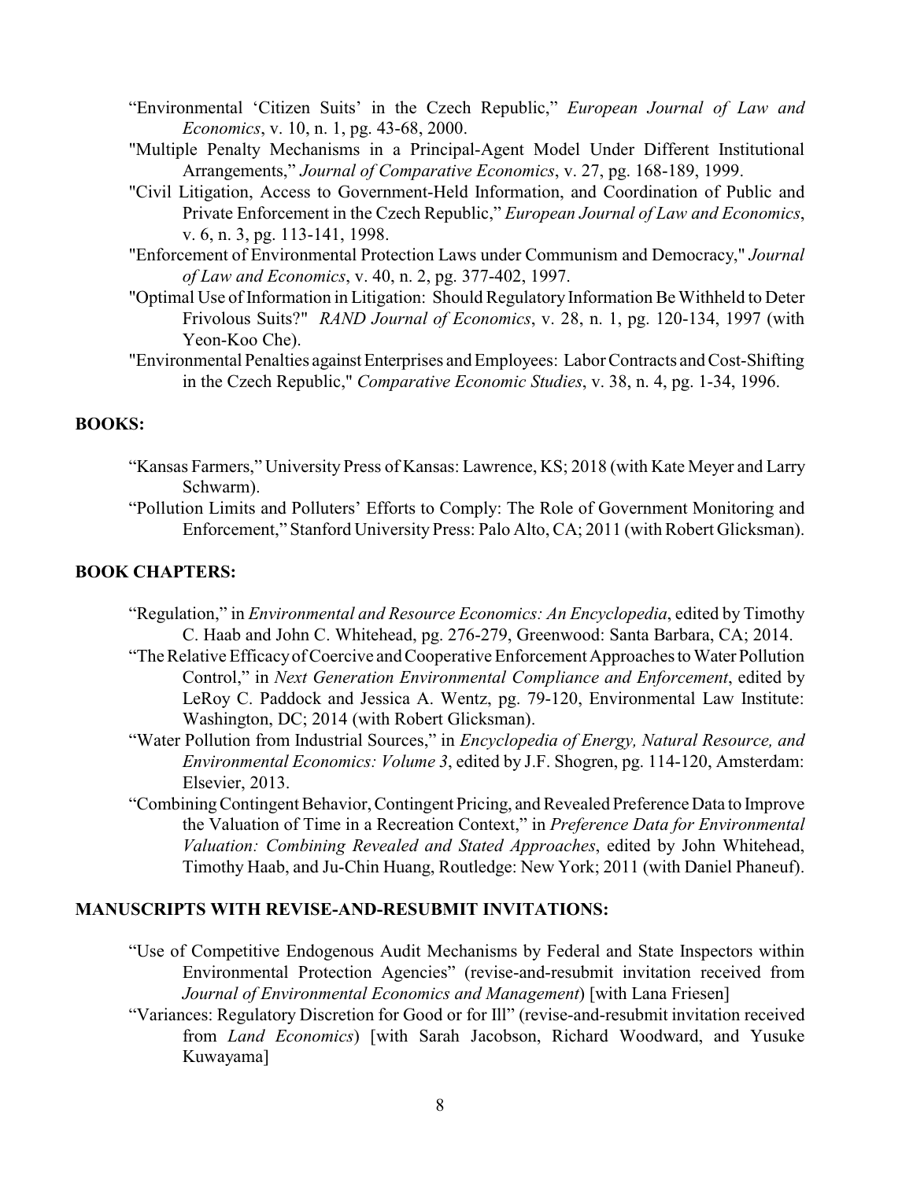"Environmental 'Citizen Suits' in the Czech Republic," *European Journal of Law and Economics*, v. 10, n. 1, pg. 43-68, 2000.

"Multiple Penalty Mechanisms in a Principal-Agent Model Under Different Institutional Arrangements," *Journal of Comparative Economics*, v. 27, pg. 168-189, 1999.

"Civil Litigation, Access to Government-Held Information, and Coordination of Public and Private Enforcement in the Czech Republic," *European Journal of Law and Economics*, v. 6, n. 3, pg. 113-141, 1998.

"Enforcement of Environmental Protection Laws under Communism and Democracy," *Journal of Law and Economics*, v. 40, n. 2, pg. 377-402, 1997.

"Optimal Use of Information in Litigation: Should Regulatory Information Be Withheld to Deter Frivolous Suits?" *RAND Journal of Economics*, v. 28, n. 1, pg. 120-134, 1997 (with Yeon-Koo Che).

"Environmental Penalties against Enterprises and Employees: Labor Contracts and Cost-Shifting in the Czech Republic," *Comparative Economic Studies*, v. 38, n. 4, pg. 1-34, 1996.

**BOOKS:**

"Kansas Farmers," University Press of Kansas: Lawrence, KS; 2018 (with Kate Meyer and Larry Schwarm).

"Pollution Limits and Polluters' Efforts to Comply: The Role of Government Monitoring and Enforcement," Stanford University Press: Palo Alto, CA; 2011 (with Robert Glicksman).

**BOOK CHAPTERS:**

"Regulation," in *Environmental and Resource Economics: An Encyclopedia*, edited by Timothy C. Haab and John C. Whitehead, pg. 276-279, Greenwood: Santa Barbara, CA; 2014.

"The Relative Efficacy of Coercive and Cooperative Enforcement Approaches to Water Pollution Control," in *Next Generation Environmental Compliance and Enforcement*, edited by LeRoy C. Paddock and Jessica A. Wentz, pg. 79-120, Environmental Law Institute: Washington, DC; 2014 (with Robert Glicksman).

"Water Pollution from Industrial Sources," in *Encyclopedia of Energy, Natural Resource, and Environmental Economics: Volume 3*, edited by J.F. Shogren, pg. 114-120, Amsterdam: Elsevier, 2013.

"Combining Contingent Behavior, Contingent Pricing, and Revealed Preference Data to Improve the Valuation of Time in a Recreation Context," in *Preference Data for Environmental Valuation: Combining Revealed and Stated Approaches*, edited by John Whitehead, Timothy Haab, and Ju-Chin Huang, Routledge: New York; 2011 (with Daniel Phaneuf).

**MANUSCRIPTS WITH REVISE-AND-RESUBMIT INVITATIONS:**

"Use of Competitive Endogenous Audit Mechanisms by Federal and State Inspectors within Environmental Protection Agencies" (revise-and-resubmit invitation received from *Journal of Environmental Economics and Management*) [with Lana Friesen]

"Variances: Regulatory Discretion for Good or for Ill" (revise-and-resubmit invitation received from *Land Economics*) [with Sarah Jacobson, Richard Woodward, and Yusuke Kuwayama]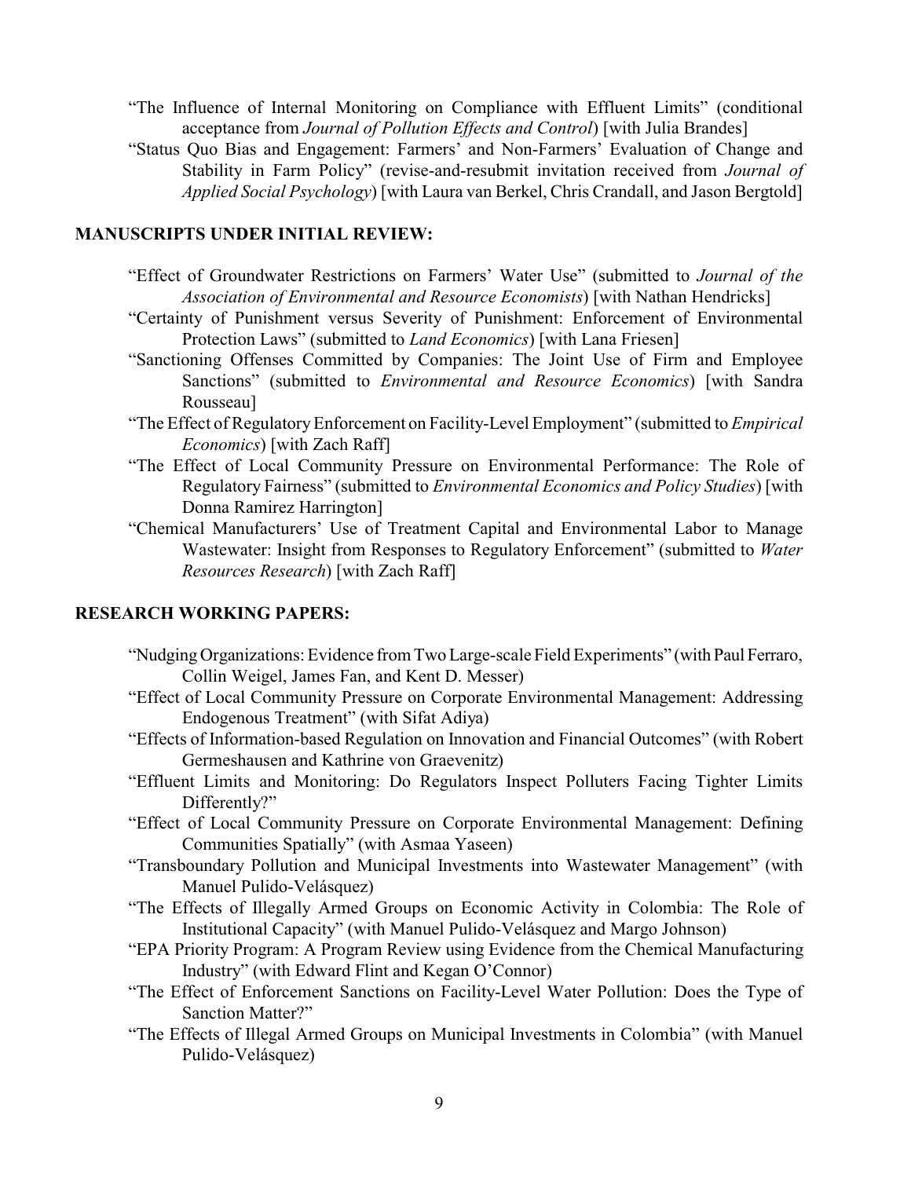"The Influence of Internal Monitoring on Compliance with Effluent Limits" (conditional acceptance from *Journal of Pollution Effects and Control*) [with Julia Brandes]

"Status Quo Bias and Engagement: Farmers' and Non-Farmers' Evaluation of Change and Stability in Farm Policy" (revise-and-resubmit invitation received from *Journal of Applied Social Psychology*) [with Laura van Berkel, Chris Crandall, and Jason Bergtold]

**MANUSCRIPTS UNDER INITIAL REVIEW:**

"Effect of Groundwater Restrictions on Farmers' Water Use" (submitted to *Journal of the Association of Environmental and Resource Economists*) [with Nathan Hendricks]

"Certainty of Punishment versus Severity of Punishment: Enforcement of Environmental Protection Laws" (submitted to *Land Economics*) [with Lana Friesen]

"Sanctioning Offenses Committed by Companies: The Joint Use of Firm and Employee Sanctions" (submitted to *Environmental and Resource Economics*) [with Sandra Rousseau]

"The Effect of Regulatory Enforcement on Facility-Level Employment" (submitted to *Empirical Economics*) [with Zach Raff]

"The Effect of Local Community Pressure on Environmental Performance: The Role of Regulatory Fairness" (submitted to *Environmental Economics and Policy Studies*) [with Donna Ramirez Harrington]

"Chemical Manufacturers' Use of Treatment Capital and Environmental Labor to Manage Wastewater: Insight from Responses to Regulatory Enforcement" (submitted to *Water Resources Research*) [with Zach Raff]

**RESEARCH WORKING PAPERS:**

"Nudging Organizations: Evidence from Two Large-scale Field Experiments" (with Paul Ferraro, Collin Weigel, James Fan, and Kent D. Messer)

"Effect of Local Community Pressure on Corporate Environmental Management: Addressing Endogenous Treatment" (with Sifat Adiya)

"Effects of Information-based Regulation on Innovation and Financial Outcomes" (with Robert Germeshausen and Kathrine von Graevenitz)

"Effluent Limits and Monitoring: Do Regulators Inspect Polluters Facing Tighter Limits Differently?"

"Effect of Local Community Pressure on Corporate Environmental Management: Defining Communities Spatially" (with Asmaa Yaseen)

"Transboundary Pollution and Municipal Investments into Wastewater Management" (with Manuel Pulido-Velásquez)

"The Effects of Illegally Armed Groups on Economic Activity in Colombia: The Role of Institutional Capacity" (with Manuel Pulido-Velásquez and Margo Johnson)

"EPA Priority Program: A Program Review using Evidence from the Chemical Manufacturing Industry" (with Edward Flint and Kegan O'Connor)

"The Effect of Enforcement Sanctions on Facility-Level Water Pollution: Does the Type of Sanction Matter?"

"The Effects of Illegal Armed Groups on Municipal Investments in Colombia" (with Manuel Pulido-Velásquez)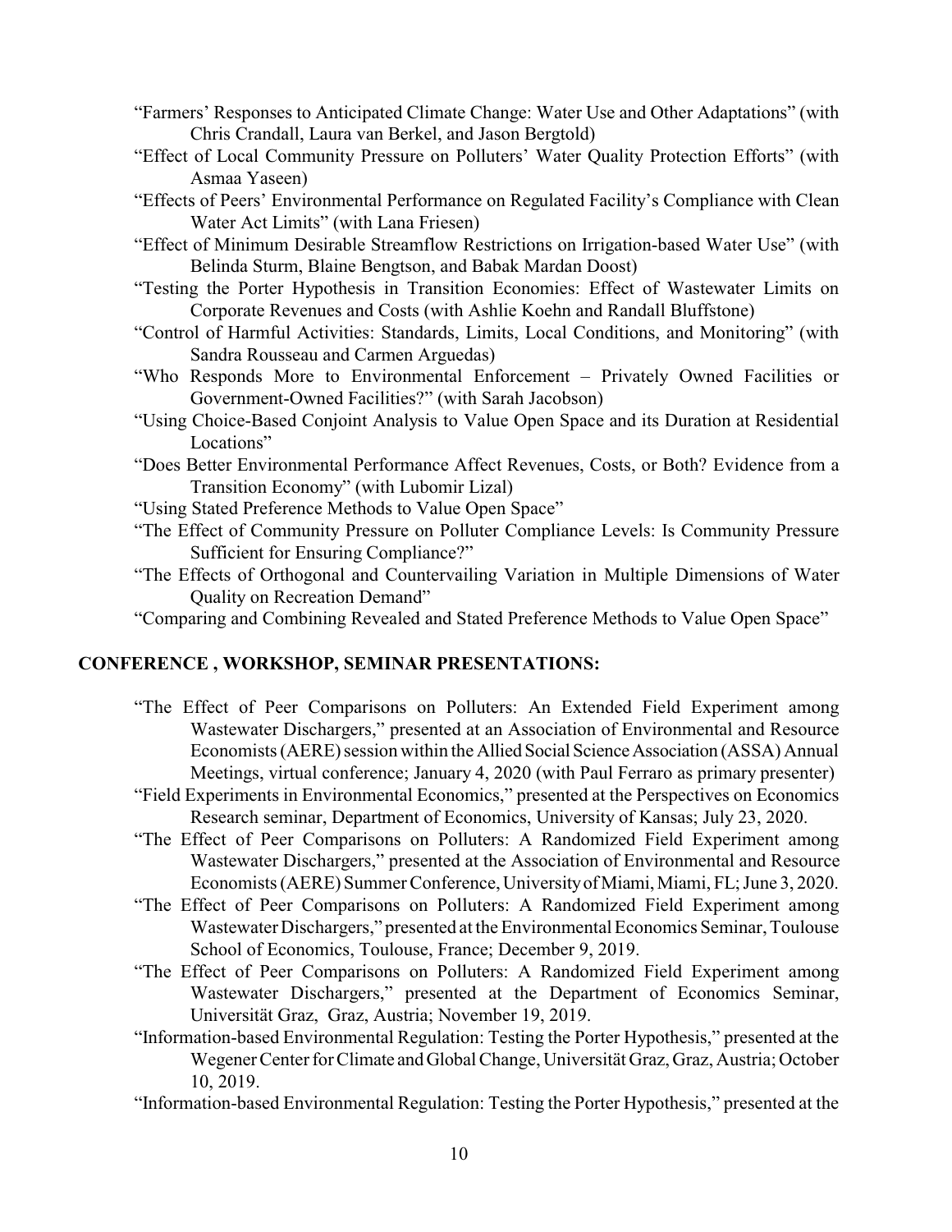"Farmers' Responses to Anticipated Climate Change: Water Use and Other Adaptations" (with Chris Crandall, Laura van Berkel, and Jason Bergtold)

"Effect of Local Community Pressure on Polluters' Water Quality Protection Efforts" (with Asmaa Yaseen)

"Effects of Peers' Environmental Performance on Regulated Facility's Compliance with Clean Water Act Limits" (with Lana Friesen)

"Effect of Minimum Desirable Streamflow Restrictions on Irrigation-based Water Use" (with Belinda Sturm, Blaine Bengtson, and Babak Mardan Doost)

"Testing the Porter Hypothesis in Transition Economies: Effect of Wastewater Limits on Corporate Revenues and Costs (with Ashlie Koehn and Randall Bluffstone)

"Control of Harmful Activities: Standards, Limits, Local Conditions, and Monitoring" (with Sandra Rousseau and Carmen Arguedas)

"Who Responds More to Environmental Enforcement – Privately Owned Facilities or Government-Owned Facilities?" (with Sarah Jacobson)

"Using Choice-Based Conjoint Analysis to Value Open Space and its Duration at Residential Locations"

"Does Better Environmental Performance Affect Revenues, Costs, or Both? Evidence from a Transition Economy" (with Lubomir Lizal)

"Using Stated Preference Methods to Value Open Space"

"The Effect of Community Pressure on Polluter Compliance Levels: Is Community Pressure Sufficient for Ensuring Compliance?"

"The Effects of Orthogonal and Countervailing Variation in Multiple Dimensions of Water Quality on Recreation Demand"

"Comparing and Combining Revealed and Stated Preference Methods to Value Open Space"

## CONFERENCE , WORKSHOP, SEMINAR PRESENTATIONS:

"The Effect of Peer Comparisons on Polluters: An Extended Field Experiment among Wastewater Dischargers," presented at an Association of Environmental and Resource Economists (AERE) session within the Allied Social Science Association (ASSA) Annual Meetings, virtual conference; January 4, 2020 (with Paul Ferraro as primary presenter)

"Field Experiments in Environmental Economics," presented at the Perspectives on Economics Research seminar, Department of Economics, University of Kansas; July 23, 2020.

"The Effect of Peer Comparisons on Polluters: A Randomized Field Experiment among Wastewater Dischargers," presented at the Association of Environmental and Resource Economists (AERE) Summer Conference, University of Miami, Miami, FL; June 3, 2020.

"The Effect of Peer Comparisons on Polluters: A Randomized Field Experiment among Wastewater Dischargers," presented at the Environmental Economics Seminar, Toulouse School of Economics, Toulouse, France; December 9, 2019.

"The Effect of Peer Comparisons on Polluters: A Randomized Field Experiment among Wastewater Dischargers," presented at the Department of Economics Seminar, Universität Graz, Graz, Austria; November 19, 2019.

"Information-based Environmental Regulation: Testing the Porter Hypothesis," presented at the Wegener Center for Climate and Global Change, Universität Graz, Graz, Austria; October 10, 2019.

"Information-based Environmental Regulation: Testing the Porter Hypothesis," presented at the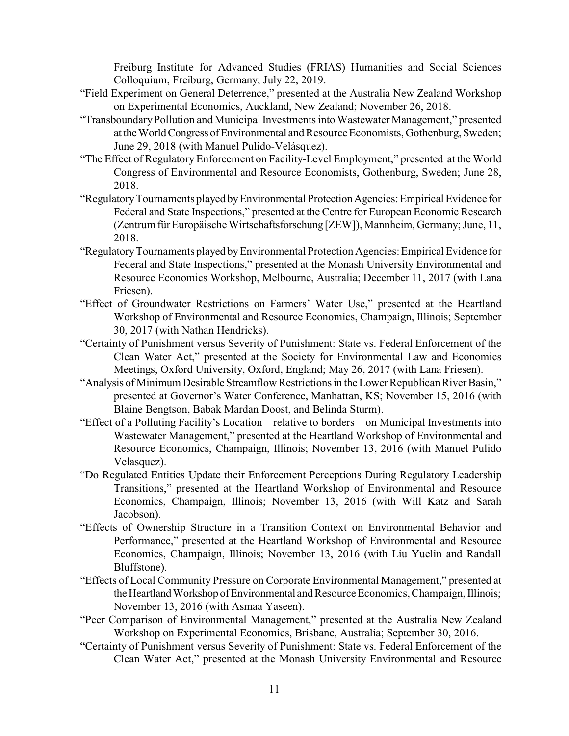Freiburg Institute for Advanced Studies (FRIAS) Humanities and Social Sciences Colloquium, Freiburg, Germany; July 22, 2019.

"Field Experiment on General Deterrence," presented at the Australia New Zealand Workshop on Experimental Economics, Auckland, New Zealand; November 26, 2018.

"Transboundary Pollution and Municipal Investments into Wastewater Management," presented at the World Congress of Environmental and Resource Economists, Gothenburg, Sweden; June 29, 2018 (with Manuel Pulido-Velásquez).

"The Effect of Regulatory Enforcement on Facility-Level Employment," presented at the World Congress of Environmental and Resource Economists, Gothenburg, Sweden; June 28, 2018.

"Regulatory Tournaments played by Environmental Protection Agencies: Empirical Evidence for Federal and State Inspections," presented at the Centre for European Economic Research (Zentrum für Europäische Wirtschaftsforschung [ZEW]), Mannheim, Germany; June, 11, 2018.

"Regulatory Tournaments played by Environmental Protection Agencies: Empirical Evidence for Federal and State Inspections," presented at the Monash University Environmental and Resource Economics Workshop, Melbourne, Australia; December 11, 2017 (with Lana Friesen).

"Effect of Groundwater Restrictions on Farmers' Water Use," presented at the Heartland Workshop of Environmental and Resource Economics, Champaign, Illinois; September 30, 2017 (with Nathan Hendricks).

"Certainty of Punishment versus Severity of Punishment: State vs. Federal Enforcement of the Clean Water Act," presented at the Society for Environmental Law and Economics Meetings, Oxford University, Oxford, England; May 26, 2017 (with Lana Friesen).

"Analysis of Minimum Desirable Streamflow Restrictions in the Lower Republican River Basin," presented at Governor's Water Conference, Manhattan, KS; November 15, 2016 (with Blaine Bengtson, Babak Mardan Doost, and Belinda Sturm).

"Effect of a Polluting Facility's Location – relative to borders – on Municipal Investments into Wastewater Management," presented at the Heartland Workshop of Environmental and Resource Economics, Champaign, Illinois; November 13, 2016 (with Manuel Pulido Velasquez).

"Do Regulated Entities Update their Enforcement Perceptions During Regulatory Leadership Transitions," presented at the Heartland Workshop of Environmental and Resource Economics, Champaign, Illinois; November 13, 2016 (with Will Katz and Sarah Jacobson).

"Effects of Ownership Structure in a Transition Context on Environmental Behavior and Performance," presented at the Heartland Workshop of Environmental and Resource Economics, Champaign, Illinois; November 13, 2016 (with Liu Yuelin and Randall Bluffstone).

"Effects of Local Community Pressure on Corporate Environmental Management," presented at the Heartland Workshop of Environmental and Resource Economics, Champaign, Illinois; November 13, 2016 (with Asmaa Yaseen).

"Peer Comparison of Environmental Management," presented at the Australia New Zealand Workshop on Experimental Economics, Brisbane, Australia; September 30, 2016.

"Certainty of Punishment versus Severity of Punishment: State vs. Federal Enforcement of the Clean Water Act," presented at the Monash University Environmental and Resource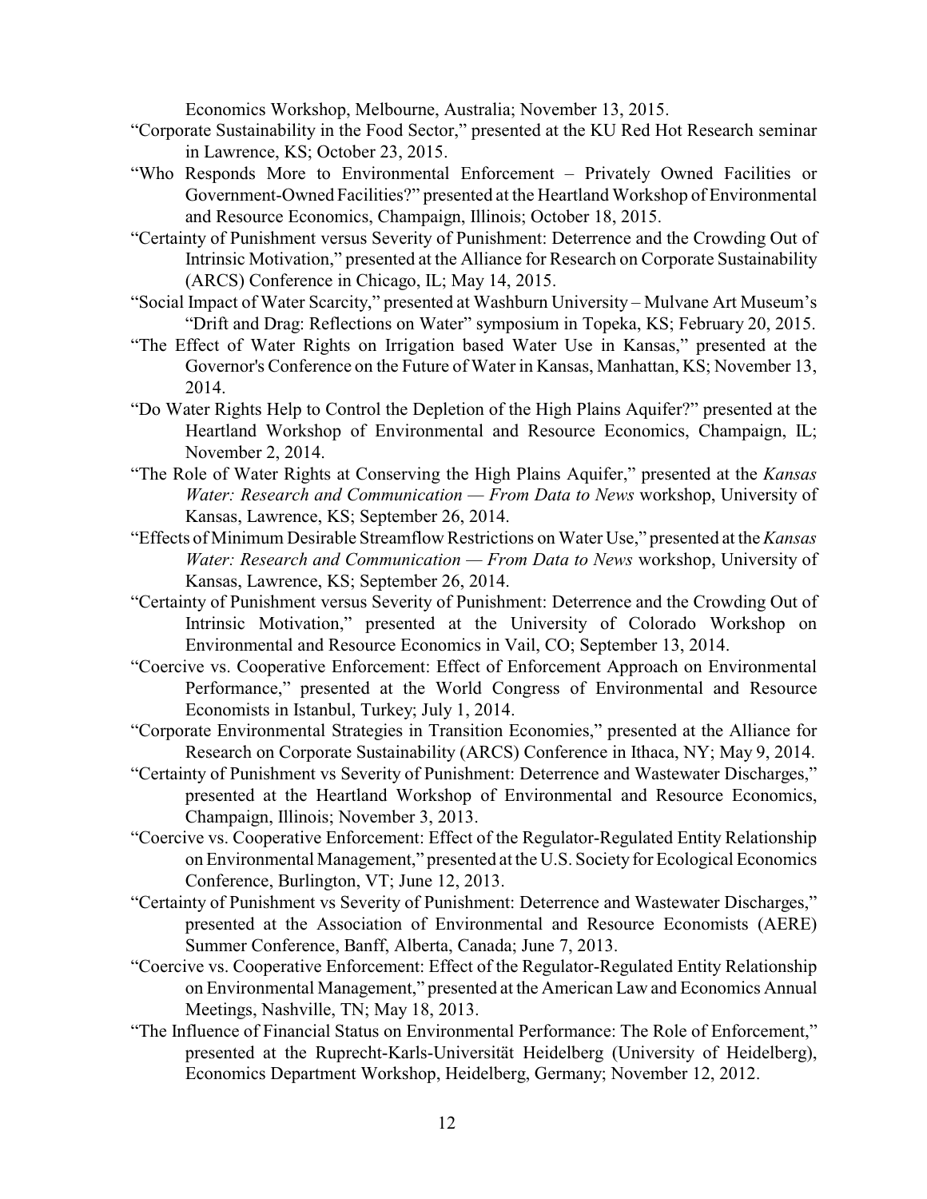Economics Workshop, Melbourne, Australia; November 13, 2015.

"Corporate Sustainability in the Food Sector," presented at the KU Red Hot Research seminar in Lawrence, KS; October 23, 2015.

"Who Responds More to Environmental Enforcement – Privately Owned Facilities or Government-Owned Facilities?" presented at the Heartland Workshop of Environmental and Resource Economics, Champaign, Illinois; October 18, 2015.

"Certainty of Punishment versus Severity of Punishment: Deterrence and the Crowding Out of Intrinsic Motivation," presented at the Alliance for Research on Corporate Sustainability (ARCS) Conference in Chicago, IL; May 14, 2015.

"Social Impact of Water Scarcity," presented at Washburn University – Mulvane Art Museum's "Drift and Drag: Reflections on Water" symposium in Topeka, KS; February 20, 2015.

"The Effect of Water Rights on Irrigation based Water Use in Kansas," presented at the Governor's Conference on the Future of Water in Kansas, Manhattan, KS; November 13, 2014.

"Do Water Rights Help to Control the Depletion of the High Plains Aquifer?" presented at the Heartland Workshop of Environmental and Resource Economics, Champaign, IL; November 2, 2014.

"The Role of Water Rights at Conserving the High Plains Aquifer," presented at the *Kansas Water: Research and Communication — From Data to News* workshop, University of Kansas, Lawrence, KS; September 26, 2014.

"Effects of Minimum Desirable Streamflow Restrictions on Water Use," presented at the *Kansas Water: Research and Communication — From Data to News* workshop, University of Kansas, Lawrence, KS; September 26, 2014.

"Certainty of Punishment versus Severity of Punishment: Deterrence and the Crowding Out of Intrinsic Motivation," presented at the University of Colorado Workshop on Environmental and Resource Economics in Vail, CO; September 13, 2014.

"Coercive vs. Cooperative Enforcement: Effect of Enforcement Approach on Environmental Performance," presented at the World Congress of Environmental and Resource Economists in Istanbul, Turkey; July 1, 2014.

"Corporate Environmental Strategies in Transition Economies," presented at the Alliance for Research on Corporate Sustainability (ARCS) Conference in Ithaca, NY; May 9, 2014.

"Certainty of Punishment vs Severity of Punishment: Deterrence and Wastewater Discharges," presented at the Heartland Workshop of Environmental and Resource Economics, Champaign, Illinois; November 3, 2013.

"Coercive vs. Cooperative Enforcement: Effect of the Regulator-Regulated Entity Relationship on Environmental Management," presented at the U.S. Society for Ecological Economics Conference, Burlington, VT; June 12, 2013.

"Certainty of Punishment vs Severity of Punishment: Deterrence and Wastewater Discharges," presented at the Association of Environmental and Resource Economists (AERE) Summer Conference, Banff, Alberta, Canada; June 7, 2013.

"Coercive vs. Cooperative Enforcement: Effect of the Regulator-Regulated Entity Relationship on Environmental Management," presented at the American Law and Economics Annual Meetings, Nashville, TN; May 18, 2013.

"The Influence of Financial Status on Environmental Performance: The Role of Enforcement," presented at the Ruprecht-Karls-Universität Heidelberg (University of Heidelberg), Economics Department Workshop, Heidelberg, Germany; November 12, 2012.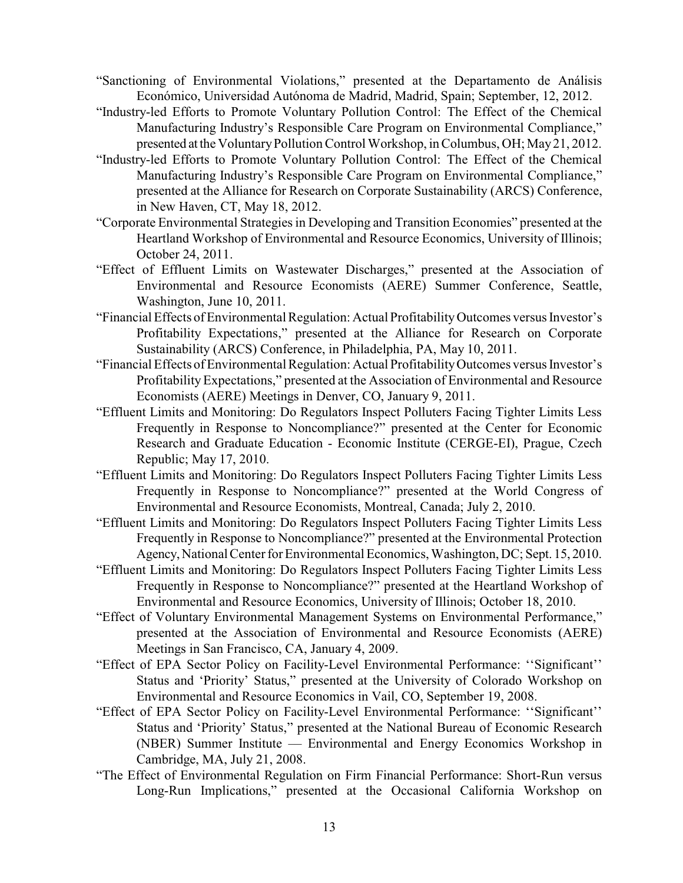"Sanctioning of Environmental Violations," presented at the Departamento de Análisis Económico, Universidad Autónoma de Madrid, Madrid, Spain; September, 12, 2012.

"Industry-led Efforts to Promote Voluntary Pollution Control: The Effect of the Chemical Manufacturing Industry's Responsible Care Program on Environmental Compliance," presented at the Voluntary Pollution Control Workshop, in Columbus, OH; May 21, 2012.

"Industry-led Efforts to Promote Voluntary Pollution Control: The Effect of the Chemical Manufacturing Industry's Responsible Care Program on Environmental Compliance," presented at the Alliance for Research on Corporate Sustainability (ARCS) Conference, in New Haven, CT, May 18, 2012.

"Corporate Environmental Strategies in Developing and Transition Economies" presented at the Heartland Workshop of Environmental and Resource Economics, University of Illinois; October 24, 2011.

"Effect of Effluent Limits on Wastewater Discharges," presented at the Association of Environmental and Resource Economists (AERE) Summer Conference, Seattle, Washington, June 10, 2011.

"Financial Effects of Environmental Regulation: Actual Profitability Outcomes versus Investor's Profitability Expectations," presented at the Alliance for Research on Corporate Sustainability (ARCS) Conference, in Philadelphia, PA, May 10, 2011.

"Financial Effects of Environmental Regulation: Actual Profitability Outcomes versus Investor's Profitability Expectations," presented at the Association of Environmental and Resource Economists (AERE) Meetings in Denver, CO, January 9, 2011.

"Effluent Limits and Monitoring: Do Regulators Inspect Polluters Facing Tighter Limits Less Frequently in Response to Noncompliance?" presented at the Center for Economic Research and Graduate Education - Economic Institute (CERGE-EI), Prague, Czech Republic; May 17, 2010.

"Effluent Limits and Monitoring: Do Regulators Inspect Polluters Facing Tighter Limits Less Frequently in Response to Noncompliance?" presented at the World Congress of Environmental and Resource Economists, Montreal, Canada; July 2, 2010.

"Effluent Limits and Monitoring: Do Regulators Inspect Polluters Facing Tighter Limits Less Frequently in Response to Noncompliance?" presented at the Environmental Protection Agency, National Center for Environmental Economics, Washington, DC; Sept. 15, 2010.

"Effluent Limits and Monitoring: Do Regulators Inspect Polluters Facing Tighter Limits Less Frequently in Response to Noncompliance?" presented at the Heartland Workshop of Environmental and Resource Economics, University of Illinois; October 18, 2010.

"Effect of Voluntary Environmental Management Systems on Environmental Performance," presented at the Association of Environmental and Resource Economists (AERE) Meetings in San Francisco, CA, January 4, 2009.

"Effect of EPA Sector Policy on Facility-Level Environmental Performance: ''Significant'' Status and 'Priority' Status," presented at the University of Colorado Workshop on Environmental and Resource Economics in Vail, CO, September 19, 2008.

"Effect of EPA Sector Policy on Facility-Level Environmental Performance: ''Significant'' Status and 'Priority' Status," presented at the National Bureau of Economic Research (NBER) Summer Institute — Environmental and Energy Economics Workshop in Cambridge, MA, July 21, 2008.

"The Effect of Environmental Regulation on Firm Financial Performance: Short-Run versus Long-Run Implications," presented at the Occasional California Workshop on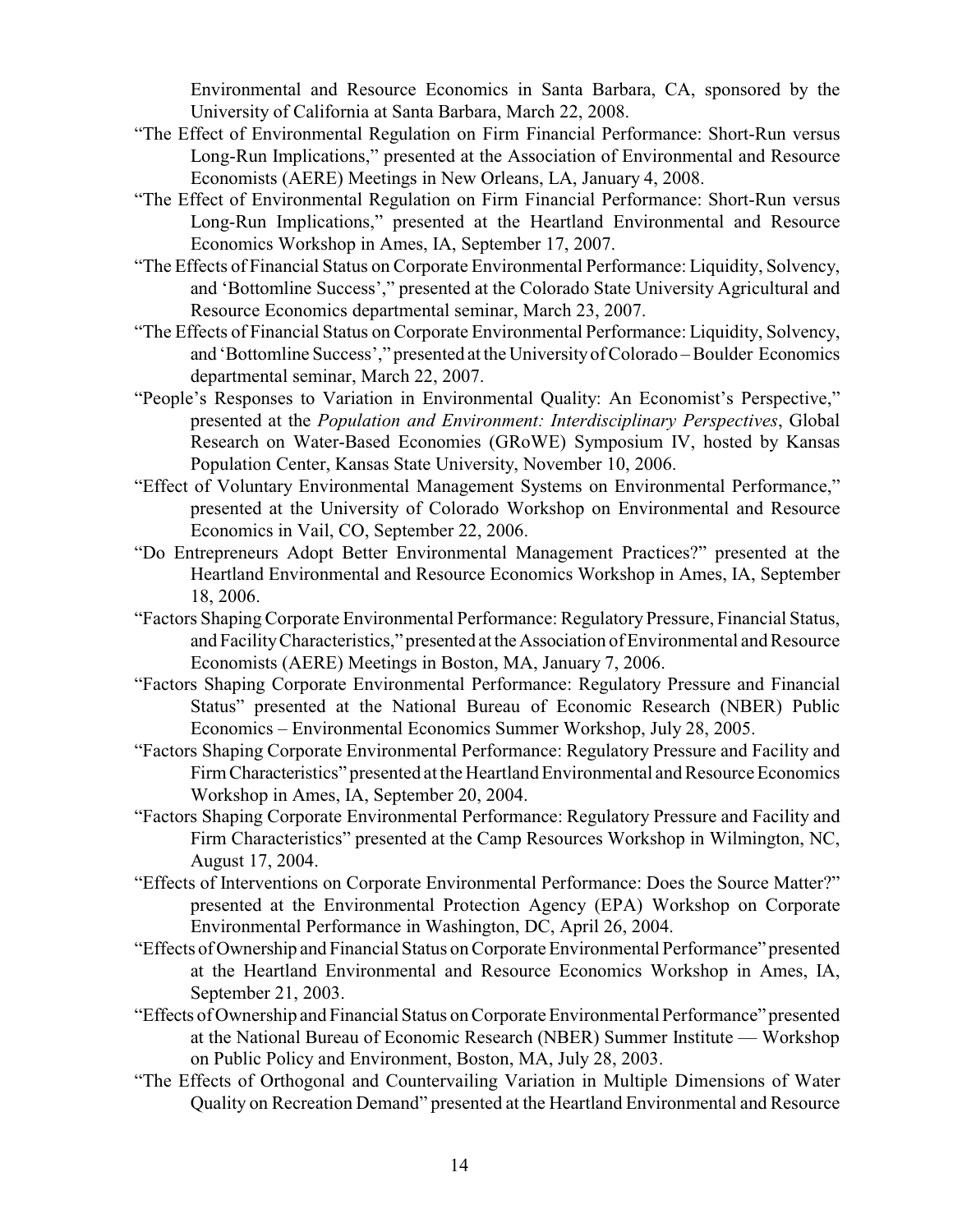Environmental and Resource Economics in Santa Barbara, CA, sponsored by the University of California at Santa Barbara, March 22, 2008.

"The Effect of Environmental Regulation on Firm Financial Performance: Short-Run versus Long-Run Implications," presented at the Association of Environmental and Resource Economists (AERE) Meetings in New Orleans, LA, January 4, 2008.

"The Effect of Environmental Regulation on Firm Financial Performance: Short-Run versus Long-Run Implications," presented at the Heartland Environmental and Resource Economics Workshop in Ames, IA, September 17, 2007.

"The Effects of Financial Status on Corporate Environmental Performance: Liquidity, Solvency, and 'Bottomline Success'," presented at the Colorado State University Agricultural and Resource Economics departmental seminar, March 23, 2007.

"The Effects of Financial Status on Corporate Environmental Performance: Liquidity, Solvency, and 'Bottomline Success'," presented at the University of Colorado – Boulder Economics departmental seminar, March 22, 2007.

"People's Responses to Variation in Environmental Quality: An Economist's Perspective," presented at the *Population and Environment: Interdisciplinary Perspectives*, Global Research on Water-Based Economies (GRoWE) Symposium IV, hosted by Kansas Population Center, Kansas State University, November 10, 2006.

"Effect of Voluntary Environmental Management Systems on Environmental Performance," presented at the University of Colorado Workshop on Environmental and Resource Economics in Vail, CO, September 22, 2006.

"Do Entrepreneurs Adopt Better Environmental Management Practices?" presented at the Heartland Environmental and Resource Economics Workshop in Ames, IA, September 18, 2006.

"Factors Shaping Corporate Environmental Performance: Regulatory Pressure, Financial Status, and Facility Characteristics," presented at the Association of Environmental and Resource Economists (AERE) Meetings in Boston, MA, January 7, 2006.

"Factors Shaping Corporate Environmental Performance: Regulatory Pressure and Financial Status" presented at the National Bureau of Economic Research (NBER) Public Economics – Environmental Economics Summer Workshop, July 28, 2005.

"Factors Shaping Corporate Environmental Performance: Regulatory Pressure and Facility and Firm Characteristics" presented at the Heartland Environmental and Resource Economics Workshop in Ames, IA, September 20, 2004.

"Factors Shaping Corporate Environmental Performance: Regulatory Pressure and Facility and Firm Characteristics" presented at the Camp Resources Workshop in Wilmington, NC, August 17, 2004.

"Effects of Interventions on Corporate Environmental Performance: Does the Source Matter?" presented at the Environmental Protection Agency (EPA) Workshop on Corporate Environmental Performance in Washington, DC, April 26, 2004.

"Effects of Ownership and Financial Status on Corporate Environmental Performance" presented at the Heartland Environmental and Resource Economics Workshop in Ames, IA, September 21, 2003.

"Effects of Ownership and Financial Status on Corporate Environmental Performance" presented at the National Bureau of Economic Research (NBER) Summer Institute — Workshop on Public Policy and Environment, Boston, MA, July 28, 2003.

"The Effects of Orthogonal and Countervailing Variation in Multiple Dimensions of Water Quality on Recreation Demand" presented at the Heartland Environmental and Resource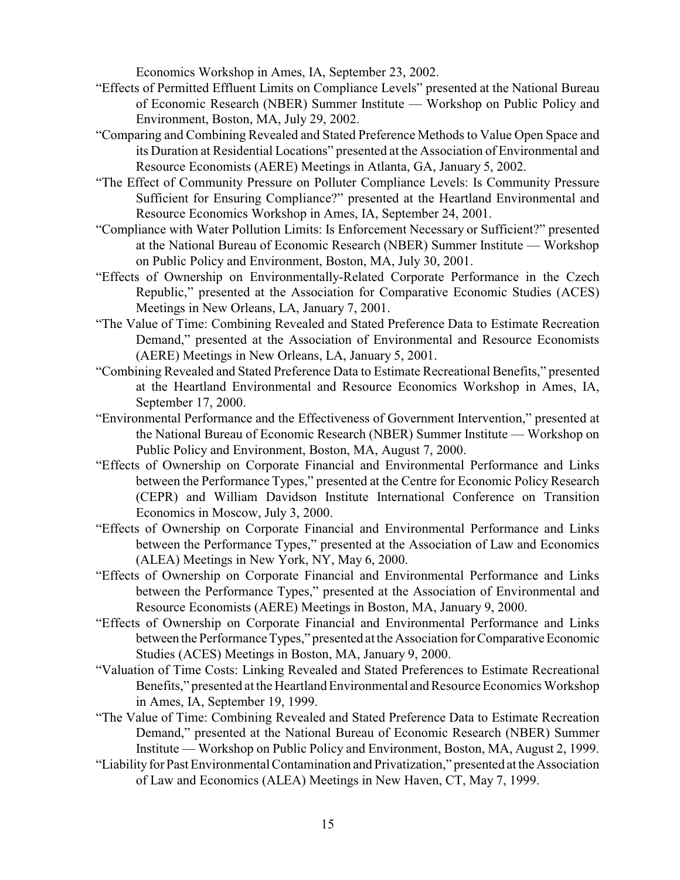Economics Workshop in Ames, IA, September 23, 2002.

"Effects of Permitted Effluent Limits on Compliance Levels" presented at the National Bureau of Economic Research (NBER) Summer Institute — Workshop on Public Policy and Environment, Boston, MA, July 29, 2002.

"Comparing and Combining Revealed and Stated Preference Methods to Value Open Space and its Duration at Residential Locations" presented at the Association of Environmental and Resource Economists (AERE) Meetings in Atlanta, GA, January 5, 2002.

"The Effect of Community Pressure on Polluter Compliance Levels: Is Community Pressure Sufficient for Ensuring Compliance?" presented at the Heartland Environmental and Resource Economics Workshop in Ames, IA, September 24, 2001.

"Compliance with Water Pollution Limits: Is Enforcement Necessary or Sufficient?" presented at the National Bureau of Economic Research (NBER) Summer Institute — Workshop on Public Policy and Environment, Boston, MA, July 30, 2001.

"Effects of Ownership on Environmentally-Related Corporate Performance in the Czech Republic," presented at the Association for Comparative Economic Studies (ACES) Meetings in New Orleans, LA, January 7, 2001.

"The Value of Time: Combining Revealed and Stated Preference Data to Estimate Recreation Demand," presented at the Association of Environmental and Resource Economists (AERE) Meetings in New Orleans, LA, January 5, 2001.

"Combining Revealed and Stated Preference Data to Estimate Recreational Benefits," presented at the Heartland Environmental and Resource Economics Workshop in Ames, IA, September 17, 2000.

"Environmental Performance and the Effectiveness of Government Intervention," presented at the National Bureau of Economic Research (NBER) Summer Institute — Workshop on Public Policy and Environment, Boston, MA, August 7, 2000.

"Effects of Ownership on Corporate Financial and Environmental Performance and Links between the Performance Types," presented at the Centre for Economic Policy Research (CEPR) and William Davidson Institute International Conference on Transition Economics in Moscow, July 3, 2000.

"Effects of Ownership on Corporate Financial and Environmental Performance and Links between the Performance Types," presented at the Association of Law and Economics (ALEA) Meetings in New York, NY, May 6, 2000.

"Effects of Ownership on Corporate Financial and Environmental Performance and Links between the Performance Types," presented at the Association of Environmental and Resource Economists (AERE) Meetings in Boston, MA, January 9, 2000.

"Effects of Ownership on Corporate Financial and Environmental Performance and Links between the Performance Types," presented at the Association for Comparative Economic Studies (ACES) Meetings in Boston, MA, January 9, 2000.

"Valuation of Time Costs: Linking Revealed and Stated Preferences to Estimate Recreational Benefits," presented at the Heartland Environmental and Resource Economics Workshop in Ames, IA, September 19, 1999.

"The Value of Time: Combining Revealed and Stated Preference Data to Estimate Recreation Demand," presented at the National Bureau of Economic Research (NBER) Summer Institute — Workshop on Public Policy and Environment, Boston, MA, August 2, 1999.

"Liability for Past Environmental Contamination and Privatization," presented at the Association of Law and Economics (ALEA) Meetings in New Haven, CT, May 7, 1999.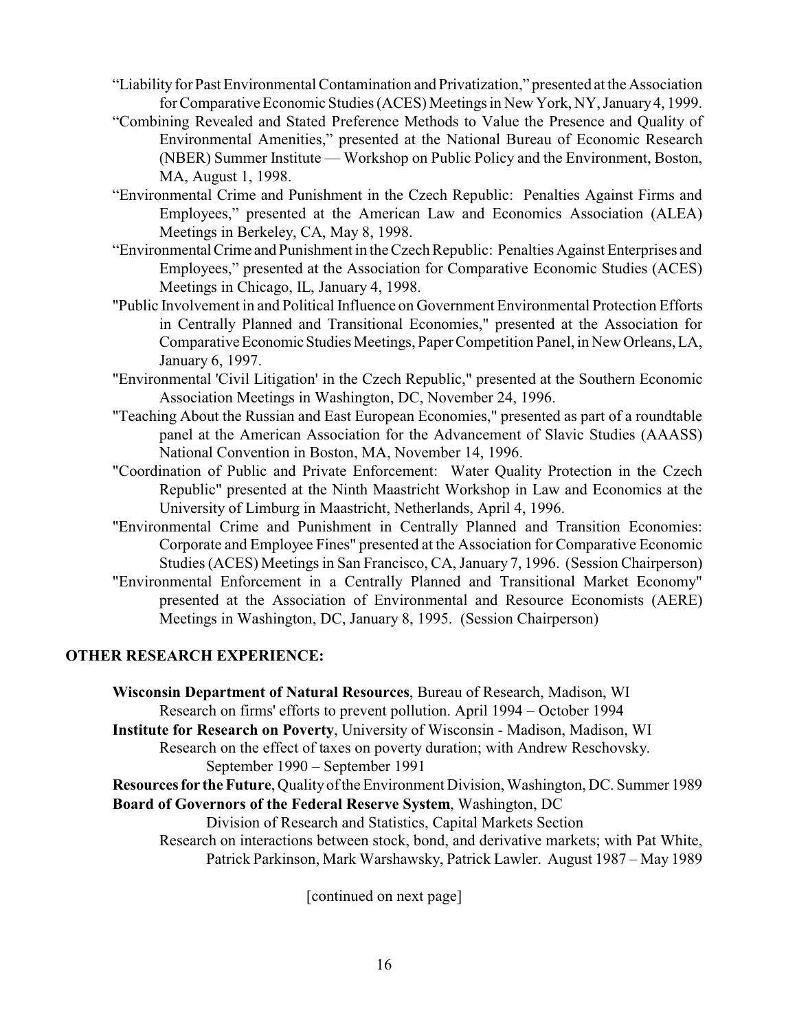- "Liability for Past Environmental Contamination and Privatization," presented at the Association for Comparative Economic Studies (ACES) Meetings in New York, NY, January 4, 1999.
- "Combining Revealed and Stated Preference Methods to Value the Presence and Quality of Environmental Amenities," presented at the National Bureau of Economic Research (NBER) Summer Institute — Workshop on Public Policy and the Environment, Boston, MA, August 1, 1998.
- "Environmental Crime and Punishment in the Czech Republic: Penalties Against Firms and Employees," presented at the American Law and Economics Association (ALEA) Meetings in Berkeley, CA, May 8, 1998.
- "Environmental Crime and Punishment in the Czech Republic: Penalties Against Enterprises and Employees," presented at the Association for Comparative Economic Studies (ACES) Meetings in Chicago, IL, January 4, 1998.
- "Public Involvement in and Political Influence on Government Environmental Protection Efforts in Centrally Planned and Transitional Economies," presented at the Association for Comparative Economic Studies Meetings, Paper Competition Panel, in New Orleans, LA, January 6, 1997.
- "Environmental 'Civil Litigation' in the Czech Republic," presented at the Southern Economic Association Meetings in Washington, DC, November 24, 1996.
- "Teaching About the Russian and East European Economies," presented as part of a roundtable panel at the American Association for the Advancement of Slavic Studies (AAASS) National Convention in Boston, MA, November 14, 1996.
- "Coordination of Public and Private Enforcement: Water Quality Protection in the Czech Republic" presented at the Ninth Maastricht Workshop in Law and Economics at the University of Limburg in Maastricht, Netherlands, April 4, 1996.
- "Environmental Crime and Punishment in Centrally Planned and Transition Economies: Corporate and Employee Fines" presented at the Association for Comparative Economic Studies (ACES) Meetings in San Francisco, CA, January 7, 1996. (Session Chairperson)
- "Environmental Enforcement in a Centrally Planned and Transitional Market Economy" presented at the Association of Environmental and Resource Economists (AERE) Meetings in Washington, DC, January 8, 1995. (Session Chairperson)

## OTHER RESEARCH EXPERIENCE:

**Wisconsin Department of Natural Resources**, Bureau of Research, Madison, WI
Research on firms' efforts to prevent pollution. April 1994 – October 1994

**Institute for Research on Poverty**, University of Wisconsin - Madison, Madison, WI
Research on the effect of taxes on poverty duration; with Andrew Reschovsky. September 1990 – September 1991

**Resources for the Future**, Quality of the Environment Division, Washington, DC. Summer 1989

**Board of Governors of the Federal Reserve System**, Washington, DC
Division of Research and Statistics, Capital Markets Section
Research on interactions between stock, bond, and derivative markets; with Pat White, Patrick Parkinson, Mark Warshawsky, Patrick Lawler. August 1987 – May 1989

[continued on next page]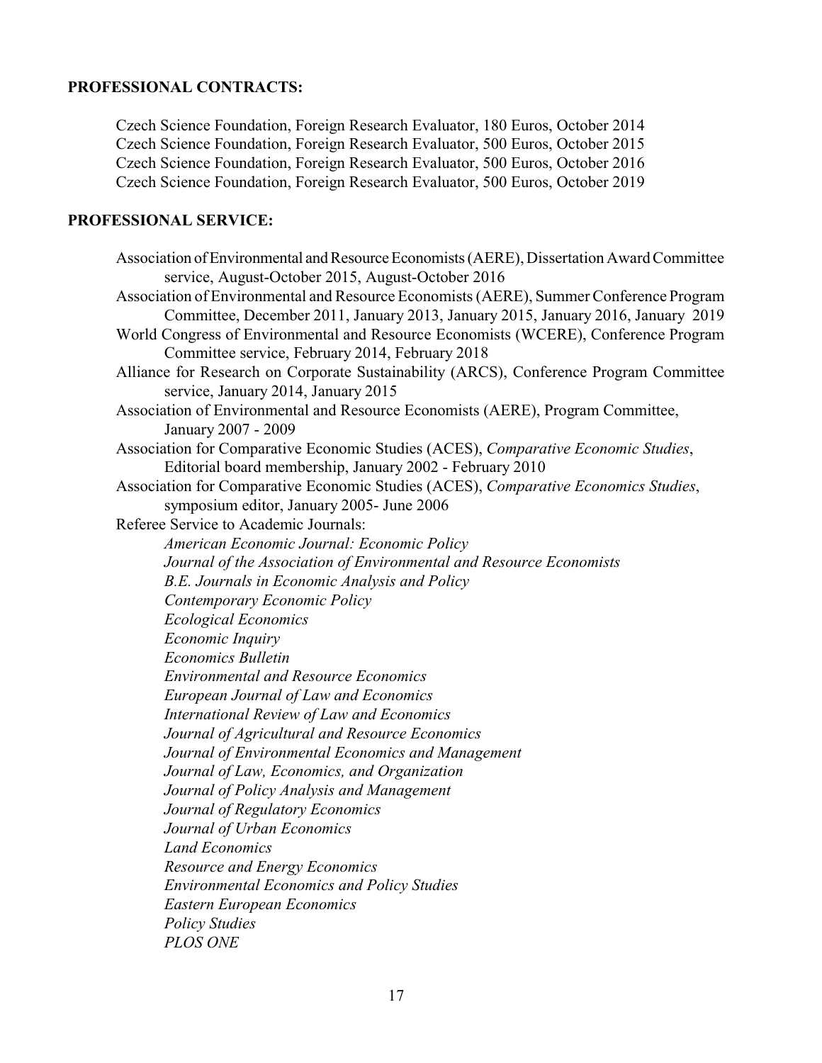## PROFESSIONAL CONTRACTS:

Czech Science Foundation, Foreign Research Evaluator, 180 Euros, October 2014
Czech Science Foundation, Foreign Research Evaluator, 500 Euros, October 2015
Czech Science Foundation, Foreign Research Evaluator, 500 Euros, October 2016
Czech Science Foundation, Foreign Research Evaluator, 500 Euros, October 2019

## PROFESSIONAL SERVICE:

Association of Environmental and Resource Economists (AERE), Dissertation Award Committee service, August-October 2015, August-October 2016

Association of Environmental and Resource Economists (AERE), Summer Conference Program Committee, December 2011, January 2013, January 2015, January 2016, January 2019

World Congress of Environmental and Resource Economists (WCERE), Conference Program Committee service, February 2014, February 2018

Alliance for Research on Corporate Sustainability (ARCS), Conference Program Committee service, January 2014, January 2015

Association of Environmental and Resource Economists (AERE), Program Committee, January 2007 - 2009

Association for Comparative Economic Studies (ACES), *Comparative Economic Studies*, Editorial board membership, January 2002 - February 2010

Association for Comparative Economic Studies (ACES), *Comparative Economics Studies*, symposium editor, January 2005- June 2006

Referee Service to Academic Journals:

- *American Economic Journal: Economic Policy*
- *Journal of the Association of Environmental and Resource Economists*
- *B.E. Journals in Economic Analysis and Policy*
- *Contemporary Economic Policy*
- *Ecological Economics*
- *Economic Inquiry*
- *Economics Bulletin*
- *Environmental and Resource Economics*
- *European Journal of Law and Economics*
- *International Review of Law and Economics*
- *Journal of Agricultural and Resource Economics*
- *Journal of Environmental Economics and Management*
- *Journal of Law, Economics, and Organization*
- *Journal of Policy Analysis and Management*
- *Journal of Regulatory Economics*
- *Journal of Urban Economics*
- *Land Economics*
- *Resource and Energy Economics*
- *Environmental Economics and Policy Studies*
- *Eastern European Economics*
- *Policy Studies*
- *PLOS ONE*